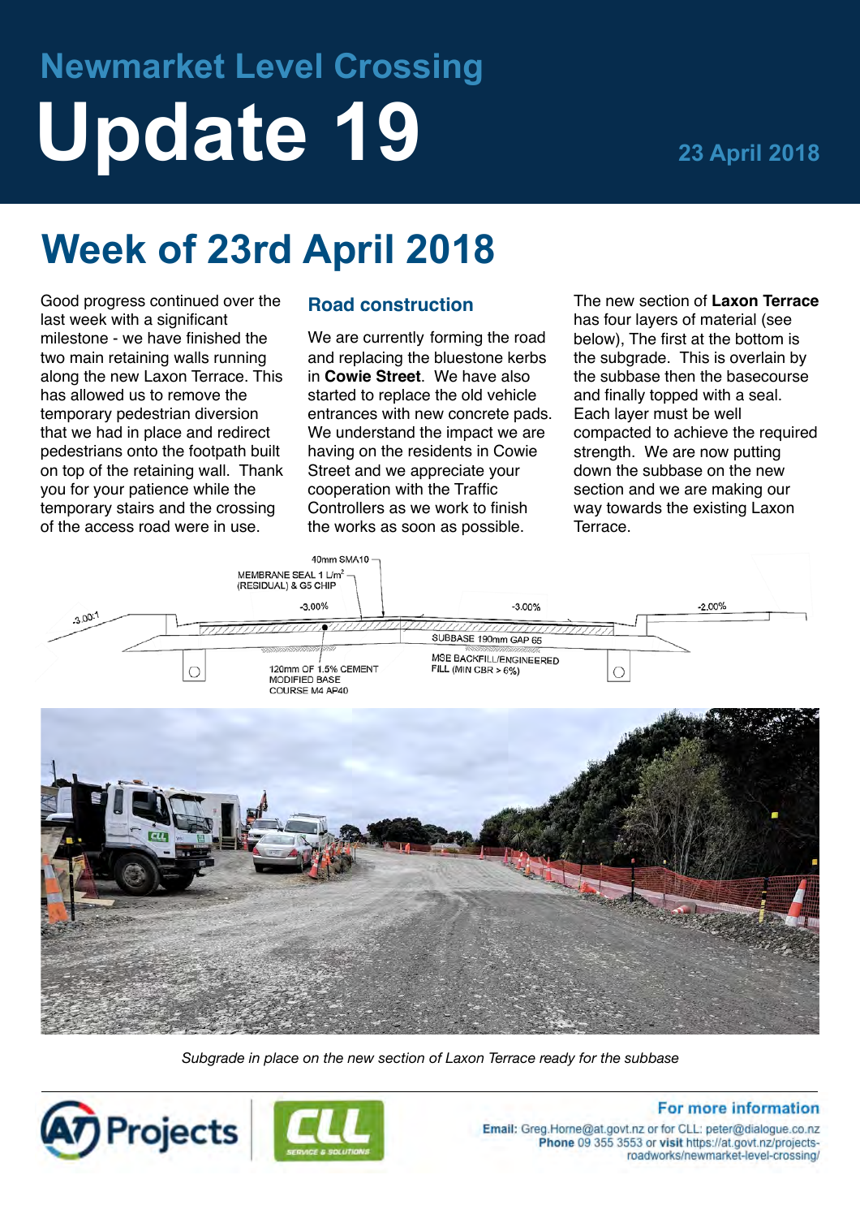## Newmarket Level Crossing

# Update 19

**23 April 2018**

# Week of 23rd April 2018

Good progress continued over the last week with a significant milestone - we have finished the two main retaining walls running along the new Laxon Terrace. This has allowed us to remove the temporary pedestrian diversion that we had in place and redirect pedestrians onto the footpath built on top of the retaining wall. Thank you for your patience while the temporary stairs and the crossing of the access road were in use.

## Road construction

We are currently forming the road and replacing the bluestone kerbs in **Cowie Street**. We have also started to replace the old vehicle entrances with new concrete pads. We understand the impact we are having on the residents in Cowie Street and we appreciate your cooperation with the Traffic Controllers as we work to finish the works as soon as possible.

The new section of **Laxon Terrace** has four layers of material (see below), The first at the bottom is the subgrade. This is overlain by the subbase then the basecourse and finally topped with a seal. Each layer must be well compacted to achieve the required strength. We are now putting down the subbase on the new section and we are making our way towards the existing Laxon Terrace.

40mm SMA10
MEMBRANE SEAL 1 L/m² (RESIDUAL) & G5 CHIP
-3.00:1 -3.00% -3.00% -2.00%
SUBBASE 190mm GAP 65
120mm OF 1.5% CEMENT MODIFIED BASE COURSE M4 AP40
MSE BACKFILL/ENGINEERED FILL (MIN CBR > 6%)

*Subgrade in place on the new section of Laxon Terrace ready for the subbase*

**For more information**

**Email:** Greg.Horne@at.govt.nz or for CLL: peter@dialogue.co.nz
**Phone** 09 355 3553 or **visit** https://at.govt.nz/projects-roadworks/newmarket-level-crossing/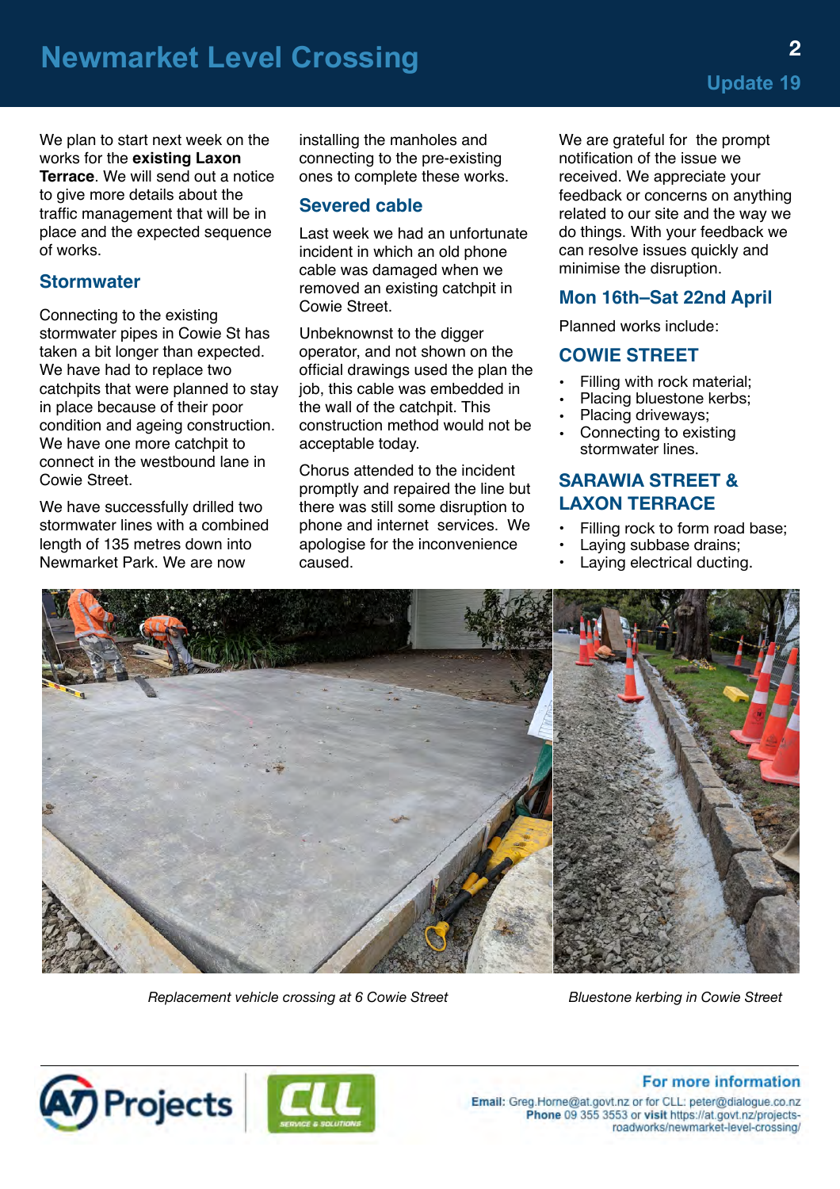We plan to start next week on the works for the **existing Laxon Terrace**. We will send out a notice to give more details about the traffic management that will be in place and the expected sequence of works.

## Stormwater

Connecting to the existing stormwater pipes in Cowie St has taken a bit longer than expected. We have had to replace two catchpits that were planned to stay in place because of their poor condition and ageing construction. We have one more catchpit to connect in the westbound lane in Cowie Street.

We have successfully drilled two stormwater lines with a combined length of 135 metres down into Newmarket Park. We are now installing the manholes and connecting to the pre-existing ones to complete these works.

## Severed cable

Last week we had an unfortunate incident in which an old phone cable was damaged when we removed an existing catchpit in Cowie Street.

Unbeknownst to the digger operator, and not shown on the official drawings used the plan the job, this cable was embedded in the wall of the catchpit. This construction method would not be acceptable today.

Chorus attended to the incident promptly and repaired the line but there was still some disruption to phone and internet services. We apologise for the inconvenience caused.

We are grateful for the prompt notification of the issue we received. We appreciate your feedback or concerns on anything related to our site and the way we do things. With your feedback we can resolve issues quickly and minimise the disruption.

## Mon 16th–Sat 22nd April

Planned works include:

### COWIE STREET

- Filling with rock material;
- Placing bluestone kerbs;
- Placing driveways;
- Connecting to existing stormwater lines.

### SARAWIA STREET & LAXON TERRACE

- Filling rock to form road base;
- Laying subbase drains;
- Laying electrical ducting.

*Replacement vehicle crossing at 6 Cowie Street*

*Bluestone kerbing in Cowie Street*

**For more information**

**Email:** Greg.Horne@at.govt.nz or for CLL: peter@dialogue.co.nz
**Phone** 09 355 3553 or **visit** https://at.govt.nz/projects-roadworks/newmarket-level-crossing/